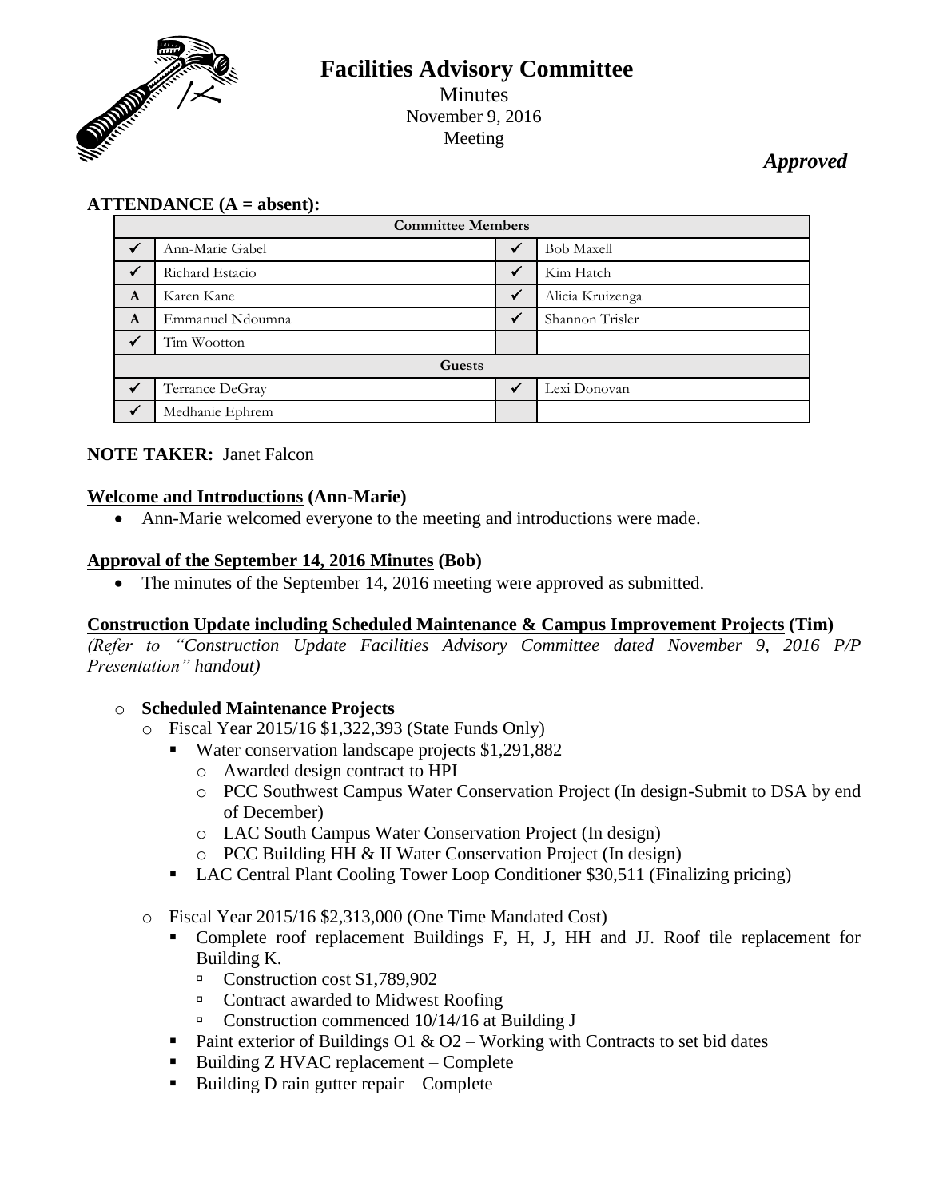# Facilities Advisory Committee

Minutes
November 9, 2016
Meeting

*Approved*

**ATTENDANCE (A = absent):**

| Committee Members | | | |
|---|---|---|---|
| ✓ | Ann-Marie Gabel | ✓ | Bob Maxell |
| ✓ | Richard Estacio | ✓ | Kim Hatch |
| A | Karen Kane | ✓ | Alicia Kruizenga |
| A | Emmanuel Ndoumna | ✓ | Shannon Trisler |
| ✓ | Tim Wootton | | |
| **Guests** | | | |
| ✓ | Terrance DeGray | ✓ | Lexi Donovan |
| ✓ | Medhanie Ephrem | | |

**NOTE TAKER:** Janet Falcon

**Welcome and Introductions (Ann-Marie)**

- Ann-Marie welcomed everyone to the meeting and introductions were made.

**Approval of the September 14, 2016 Minutes (Bob)**

- The minutes of the September 14, 2016 meeting were approved as submitted.

**Construction Update including Scheduled Maintenance & Campus Improvement Projects (Tim)**

*(Refer to "Construction Update Facilities Advisory Committee dated November 9, 2016 P/P Presentation" handout)*

- **Scheduled Maintenance Projects**
  - Fiscal Year 2015/16 $1,322,393 (State Funds Only)
    - Water conservation landscape projects $1,291,882
      - Awarded design contract to HPI
      - PCC Southwest Campus Water Conservation Project (In design-Submit to DSA by end of December)
      - LAC South Campus Water Conservation Project (In design)
      - PCC Building HH & II Water Conservation Project (In design)
    - LAC Central Plant Cooling Tower Loop Conditioner $30,511 (Finalizing pricing)
  - Fiscal Year 2015/16 $2,313,000 (One Time Mandated Cost)
    - Complete roof replacement Buildings F, H, J, HH and JJ. Roof tile replacement for Building K.
      - Construction cost $1,789,902
      - Contract awarded to Midwest Roofing
      - Construction commenced 10/14/16 at Building J
    - Paint exterior of Buildings O1 & O2 – Working with Contracts to set bid dates
    - Building Z HVAC replacement – Complete
    - Building D rain gutter repair – Complete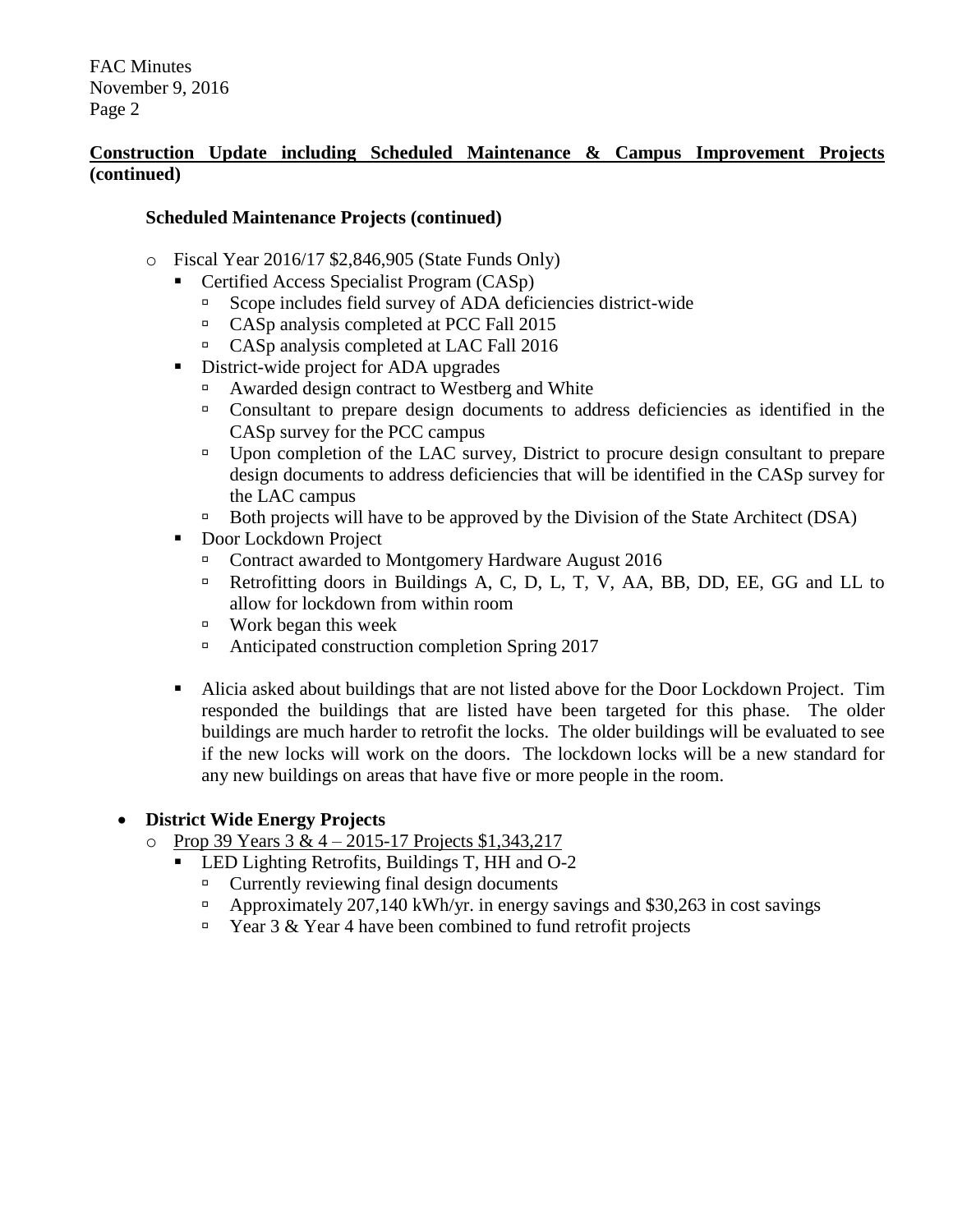**<u>Construction Update including Scheduled Maintenance & Campus Improvement Projects</u> (continued)**

**Scheduled Maintenance Projects (continued)**

- Fiscal Year 2016/17 $2,846,905 (State Funds Only)
  - Certified Access Specialist Program (CASp)
    - Scope includes field survey of ADA deficiencies district-wide
    - CASp analysis completed at PCC Fall 2015
    - CASp analysis completed at LAC Fall 2016
  - District-wide project for ADA upgrades
    - Awarded design contract to Westberg and White
    - Consultant to prepare design documents to address deficiencies as identified in the CASp survey for the PCC campus
    - Upon completion of the LAC survey, District to procure design consultant to prepare design documents to address deficiencies that will be identified in the CASp survey for the LAC campus
    - Both projects will have to be approved by the Division of the State Architect (DSA)
  - Door Lockdown Project
    - Contract awarded to Montgomery Hardware August 2016
    - Retrofitting doors in Buildings A, C, D, L, T, V, AA, BB, DD, EE, GG and LL to allow for lockdown from within room
    - Work began this week
    - Anticipated construction completion Spring 2017

  - Alicia asked about buildings that are not listed above for the Door Lockdown Project. Tim responded the buildings that are listed have been targeted for this phase. The older buildings are much harder to retrofit the locks. The older buildings will be evaluated to see if the new locks will work on the doors. The lockdown locks will be a new standard for any new buildings on areas that have five or more people in the room.

- **District Wide Energy Projects**
  - <u>Prop 39 Years 3 & 4 – 2015-17 Projects $1,343,217</u>
    - LED Lighting Retrofits, Buildings T, HH and O-2
      - Currently reviewing final design documents
      - Approximately 207,140 kWh/yr. in energy savings and $30,263 in cost savings
      - Year 3 & Year 4 have been combined to fund retrofit projects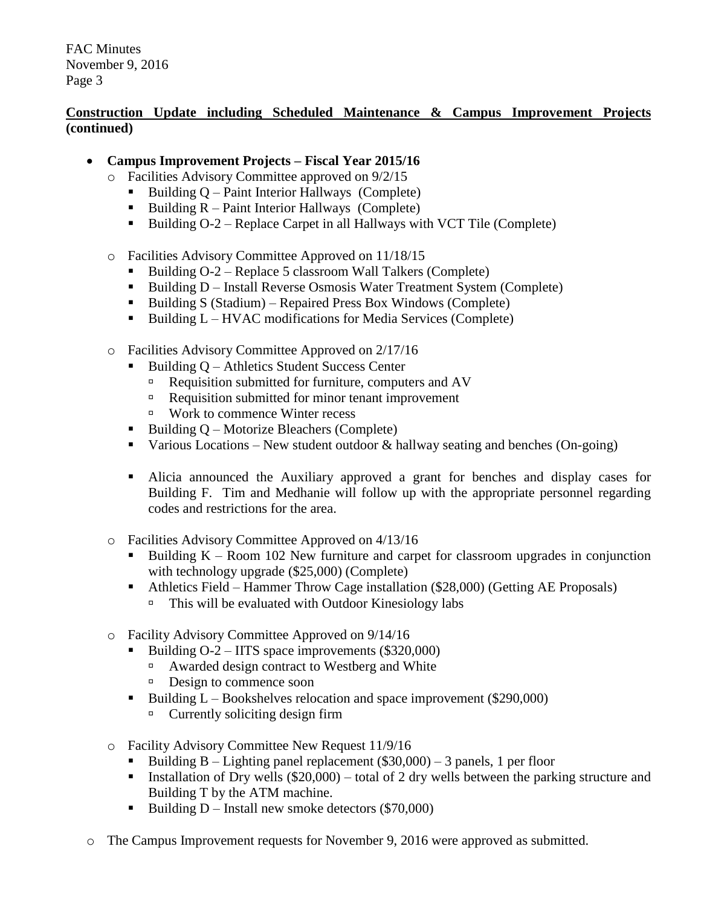**Construction Update including Scheduled Maintenance & Campus Improvement Projects (continued)**

- **Campus Improvement Projects – Fiscal Year 2015/16**
  - Facilities Advisory Committee approved on 9/2/15
    - Building Q – Paint Interior Hallways (Complete)
    - Building R – Paint Interior Hallways (Complete)
    - Building O-2 – Replace Carpet in all Hallways with VCT Tile (Complete)
  - Facilities Advisory Committee Approved on 11/18/15
    - Building O-2 – Replace 5 classroom Wall Talkers (Complete)
    - Building D – Install Reverse Osmosis Water Treatment System (Complete)
    - Building S (Stadium) – Repaired Press Box Windows (Complete)
    - Building L – HVAC modifications for Media Services (Complete)
  - Facilities Advisory Committee Approved on 2/17/16
    - Building Q – Athletics Student Success Center
      - Requisition submitted for furniture, computers and AV
      - Requisition submitted for minor tenant improvement
      - Work to commence Winter recess
    - Building Q – Motorize Bleachers (Complete)
    - Various Locations – New student outdoor & hallway seating and benches (On-going)
    - Alicia announced the Auxiliary approved a grant for benches and display cases for Building F. Tim and Medhanie will follow up with the appropriate personnel regarding codes and restrictions for the area.
  - Facilities Advisory Committee Approved on 4/13/16
    - Building K – Room 102 New furniture and carpet for classroom upgrades in conjunction with technology upgrade ($25,000) (Complete)
    - Athletics Field – Hammer Throw Cage installation ($28,000) (Getting AE Proposals)
      - This will be evaluated with Outdoor Kinesiology labs
  - Facility Advisory Committee Approved on 9/14/16
    - Building O-2 – IITS space improvements ($320,000)
      - Awarded design contract to Westberg and White
      - Design to commence soon
    - Building L – Bookshelves relocation and space improvement ($290,000)
      - Currently soliciting design firm
  - Facility Advisory Committee New Request 11/9/16
    - Building B – Lighting panel replacement ($30,000) – 3 panels, 1 per floor
    - Installation of Dry wells ($20,000) – total of 2 dry wells between the parking structure and Building T by the ATM machine.
    - Building D – Install new smoke detectors ($70,000)
- The Campus Improvement requests for November 9, 2016 were approved as submitted.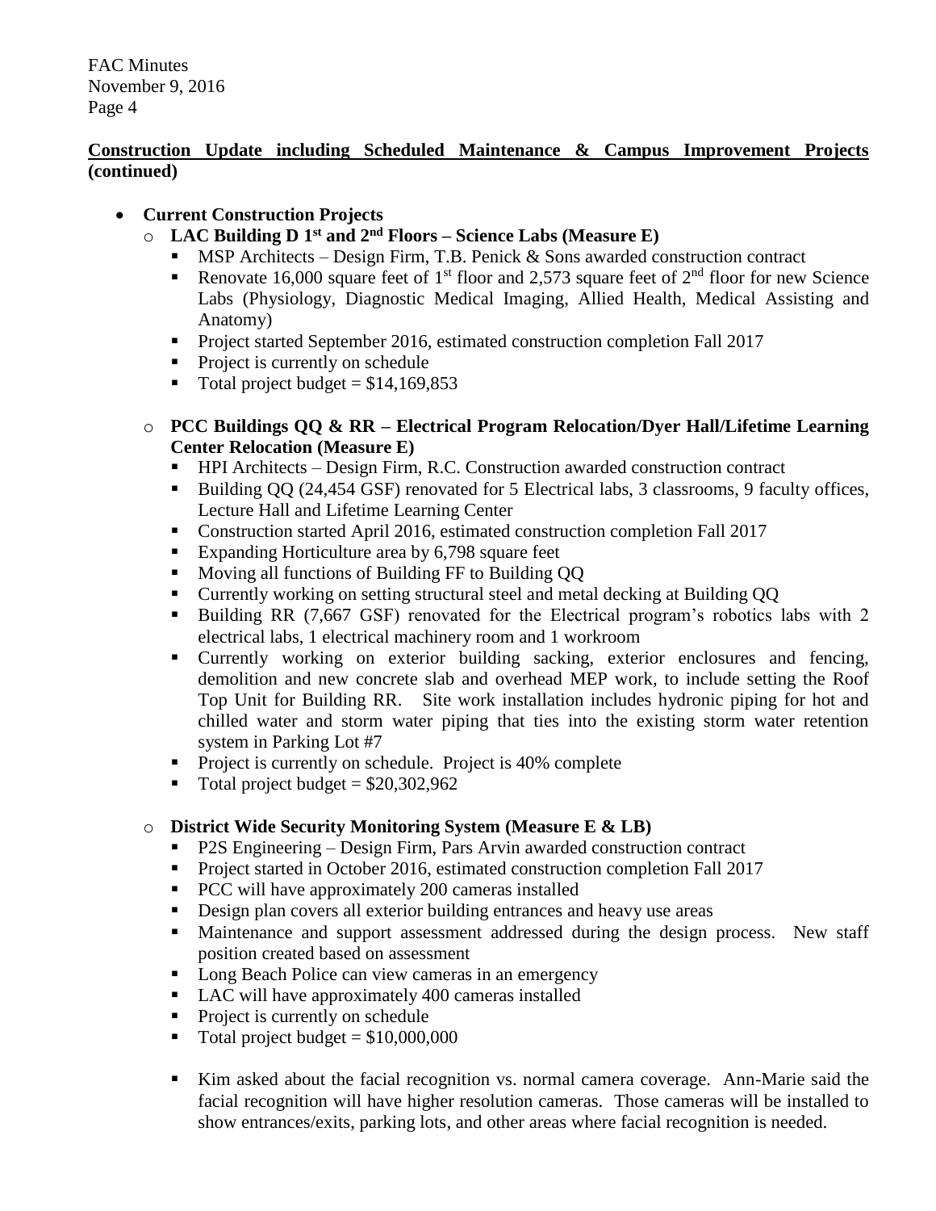**Construction Update including Scheduled Maintenance & Campus Improvement Projects (continued)**

- **Current Construction Projects**
  - **LAC Building D 1st and 2nd Floors – Science Labs (Measure E)**
    - MSP Architects – Design Firm, T.B. Penick & Sons awarded construction contract
    - Renovate 16,000 square feet of 1st floor and 2,573 square feet of 2nd floor for new Science Labs (Physiology, Diagnostic Medical Imaging, Allied Health, Medical Assisting and Anatomy)
    - Project started September 2016, estimated construction completion Fall 2017
    - Project is currently on schedule
    - Total project budget = $14,169,853
  - **PCC Buildings QQ & RR – Electrical Program Relocation/Dyer Hall/Lifetime Learning Center Relocation (Measure E)**
    - HPI Architects – Design Firm, R.C. Construction awarded construction contract
    - Building QQ (24,454 GSF) renovated for 5 Electrical labs, 3 classrooms, 9 faculty offices, Lecture Hall and Lifetime Learning Center
    - Construction started April 2016, estimated construction completion Fall 2017
    - Expanding Horticulture area by 6,798 square feet
    - Moving all functions of Building FF to Building QQ
    - Currently working on setting structural steel and metal decking at Building QQ
    - Building RR (7,667 GSF) renovated for the Electrical program's robotics labs with 2 electrical labs, 1 electrical machinery room and 1 workroom
    - Currently working on exterior building sacking, exterior enclosures and fencing, demolition and new concrete slab and overhead MEP work, to include setting the Roof Top Unit for Building RR. Site work installation includes hydronic piping for hot and chilled water and storm water piping that ties into the existing storm water retention system in Parking Lot #7
    - Project is currently on schedule. Project is 40% complete
    - Total project budget = $20,302,962
  - **District Wide Security Monitoring System (Measure E & LB)**
    - P2S Engineering – Design Firm, Pars Arvin awarded construction contract
    - Project started in October 2016, estimated construction completion Fall 2017
    - PCC will have approximately 200 cameras installed
    - Design plan covers all exterior building entrances and heavy use areas
    - Maintenance and support assessment addressed during the design process. New staff position created based on assessment
    - Long Beach Police can view cameras in an emergency
    - LAC will have approximately 400 cameras installed
    - Project is currently on schedule
    - Total project budget = $10,000,000
    - Kim asked about the facial recognition vs. normal camera coverage. Ann-Marie said the facial recognition will have higher resolution cameras. Those cameras will be installed to show entrances/exits, parking lots, and other areas where facial recognition is needed.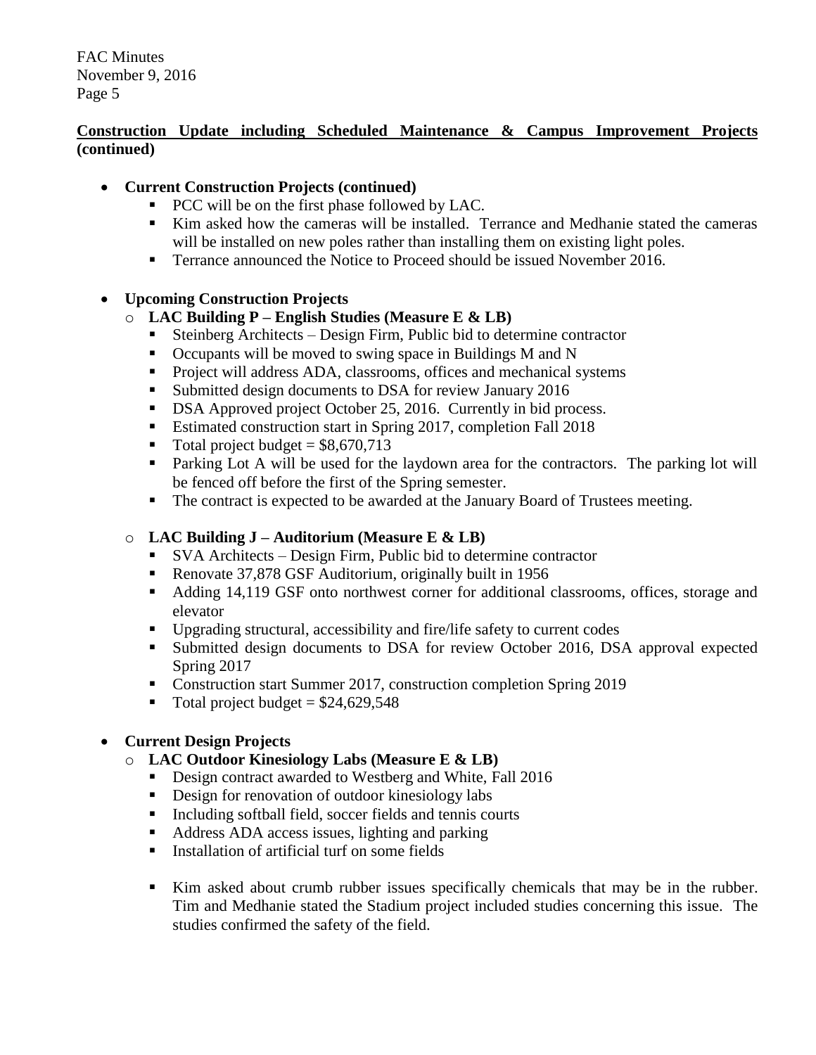**Construction Update including Scheduled Maintenance & Campus Improvement Projects (continued)**

- **Current Construction Projects (continued)**
  - PCC will be on the first phase followed by LAC.
  - Kim asked how the cameras will be installed. Terrance and Medhanie stated the cameras will be installed on new poles rather than installing them on existing light poles.
  - Terrance announced the Notice to Proceed should be issued November 2016.

- **Upcoming Construction Projects**
  - **LAC Building P – English Studies (Measure E & LB)**
    - Steinberg Architects – Design Firm, Public bid to determine contractor
    - Occupants will be moved to swing space in Buildings M and N
    - Project will address ADA, classrooms, offices and mechanical systems
    - Submitted design documents to DSA for review January 2016
    - DSA Approved project October 25, 2016. Currently in bid process.
    - Estimated construction start in Spring 2017, completion Fall 2018
    - Total project budget = $8,670,713
    - Parking Lot A will be used for the laydown area for the contractors. The parking lot will be fenced off before the first of the Spring semester.
    - The contract is expected to be awarded at the January Board of Trustees meeting.

  - **LAC Building J – Auditorium (Measure E & LB)**
    - SVA Architects – Design Firm, Public bid to determine contractor
    - Renovate 37,878 GSF Auditorium, originally built in 1956
    - Adding 14,119 GSF onto northwest corner for additional classrooms, offices, storage and elevator
    - Upgrading structural, accessibility and fire/life safety to current codes
    - Submitted design documents to DSA for review October 2016, DSA approval expected Spring 2017
    - Construction start Summer 2017, construction completion Spring 2019
    - Total project budget = $24,629,548

- **Current Design Projects**
  - **LAC Outdoor Kinesiology Labs (Measure E & LB)**
    - Design contract awarded to Westberg and White, Fall 2016
    - Design for renovation of outdoor kinesiology labs
    - Including softball field, soccer fields and tennis courts
    - Address ADA access issues, lighting and parking
    - Installation of artificial turf on some fields

    - Kim asked about crumb rubber issues specifically chemicals that may be in the rubber. Tim and Medhanie stated the Stadium project included studies concerning this issue. The studies confirmed the safety of the field.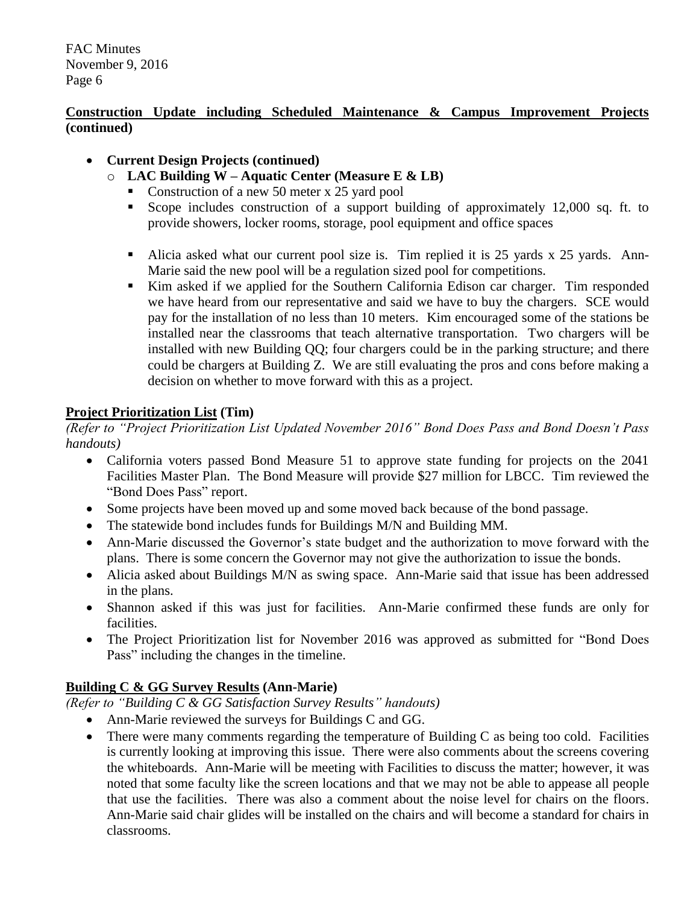**Construction Update including Scheduled Maintenance & Campus Improvement Projects (continued)**

- **Current Design Projects (continued)**
  - **LAC Building W – Aquatic Center (Measure E & LB)**
    - Construction of a new 50 meter x 25 yard pool
    - Scope includes construction of a support building of approximately 12,000 sq. ft. to provide showers, locker rooms, storage, pool equipment and office spaces
    - Alicia asked what our current pool size is. Tim replied it is 25 yards x 25 yards. Ann-Marie said the new pool will be a regulation sized pool for competitions.
    - Kim asked if we applied for the Southern California Edison car charger. Tim responded we have heard from our representative and said we have to buy the chargers. SCE would pay for the installation of no less than 10 meters. Kim encouraged some of the stations be installed near the classrooms that teach alternative transportation. Two chargers will be installed with new Building QQ; four chargers could be in the parking structure; and there could be chargers at Building Z. We are still evaluating the pros and cons before making a decision on whether to move forward with this as a project.

**Project Prioritization List (Tim)**

*(Refer to "Project Prioritization List Updated November 2016" Bond Does Pass and Bond Doesn't Pass handouts)*

- California voters passed Bond Measure 51 to approve state funding for projects on the 2041 Facilities Master Plan. The Bond Measure will provide $27 million for LBCC. Tim reviewed the "Bond Does Pass" report.
- Some projects have been moved up and some moved back because of the bond passage.
- The statewide bond includes funds for Buildings M/N and Building MM.
- Ann-Marie discussed the Governor's state budget and the authorization to move forward with the plans. There is some concern the Governor may not give the authorization to issue the bonds.
- Alicia asked about Buildings M/N as swing space. Ann-Marie said that issue has been addressed in the plans.
- Shannon asked if this was just for facilities. Ann-Marie confirmed these funds are only for facilities.
- The Project Prioritization list for November 2016 was approved as submitted for "Bond Does Pass" including the changes in the timeline.

**Building C & GG Survey Results (Ann-Marie)**

*(Refer to "Building C & GG Satisfaction Survey Results" handouts)*

- Ann-Marie reviewed the surveys for Buildings C and GG.
- There were many comments regarding the temperature of Building C as being too cold. Facilities is currently looking at improving this issue. There were also comments about the screens covering the whiteboards. Ann-Marie will be meeting with Facilities to discuss the matter; however, it was noted that some faculty like the screen locations and that we may not be able to appease all people that use the facilities. There was also a comment about the noise level for chairs on the floors. Ann-Marie said chair glides will be installed on the chairs and will become a standard for chairs in classrooms.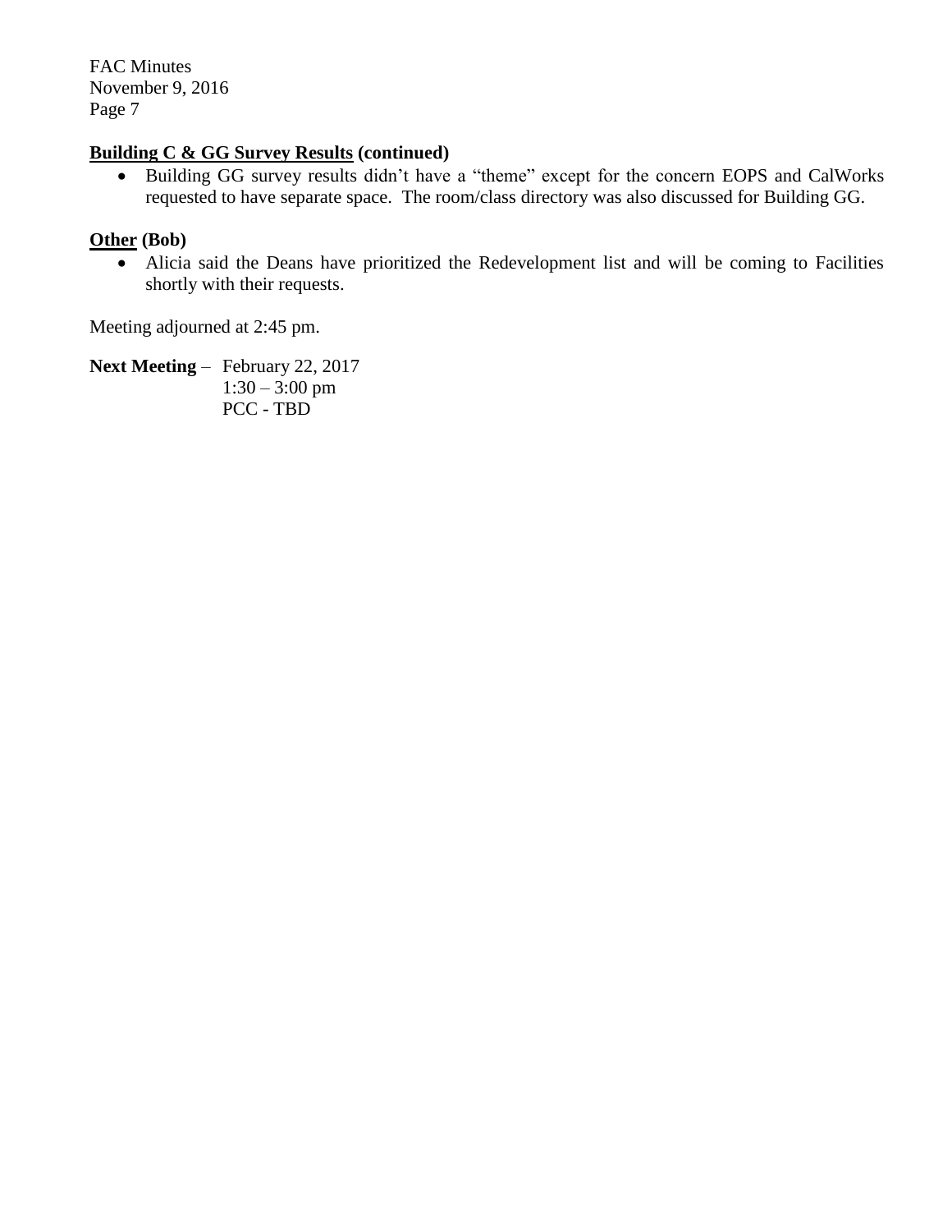**<u>Building C & GG Survey Results</u> (continued)**

- Building GG survey results didn't have a "theme" except for the concern EOPS and CalWorks requested to have separate space. The room/class directory was also discussed for Building GG.

**<u>Other</u> (Bob)**

- Alicia said the Deans have prioritized the Redevelopment list and will be coming to Facilities shortly with their requests.

Meeting adjourned at 2:45 pm.

**Next Meeting** – February 22, 2017
1:30 – 3:00 pm
PCC - TBD